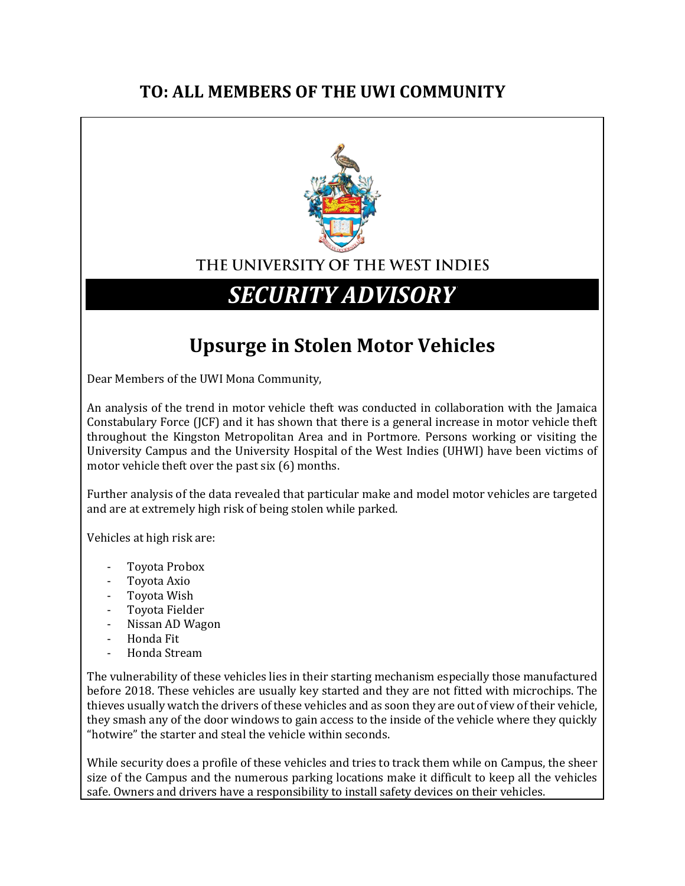## TO: ALL MEMBERS OF THE UWI COMMUNITY

THE UNIVERSITY OF THE WEST INDIES

# *SECURITY ADVISORY*

## Upsurge in Stolen Motor Vehicles

Dear Members of the UWI Mona Community,

An analysis of the trend in motor vehicle theft was conducted in collaboration with the Jamaica Constabulary Force (JCF) and it has shown that there is a general increase in motor vehicle theft throughout the Kingston Metropolitan Area and in Portmore. Persons working or visiting the University Campus and the University Hospital of the West Indies (UHWI) have been victims of motor vehicle theft over the past six (6) months.

Further analysis of the data revealed that particular make and model motor vehicles are targeted and are at extremely high risk of being stolen while parked.

Vehicles at high risk are:

- Toyota Probox
- Toyota Axio
- Toyota Wish
- Toyota Fielder
- Nissan AD Wagon
- Honda Fit
- Honda Stream

The vulnerability of these vehicles lies in their starting mechanism especially those manufactured before 2018. These vehicles are usually key started and they are not fitted with microchips. The thieves usually watch the drivers of these vehicles and as soon they are out of view of their vehicle, they smash any of the door windows to gain access to the inside of the vehicle where they quickly "hotwire" the starter and steal the vehicle within seconds.

While security does a profile of these vehicles and tries to track them while on Campus, the sheer size of the Campus and the numerous parking locations make it difficult to keep all the vehicles safe. Owners and drivers have a responsibility to install safety devices on their vehicles.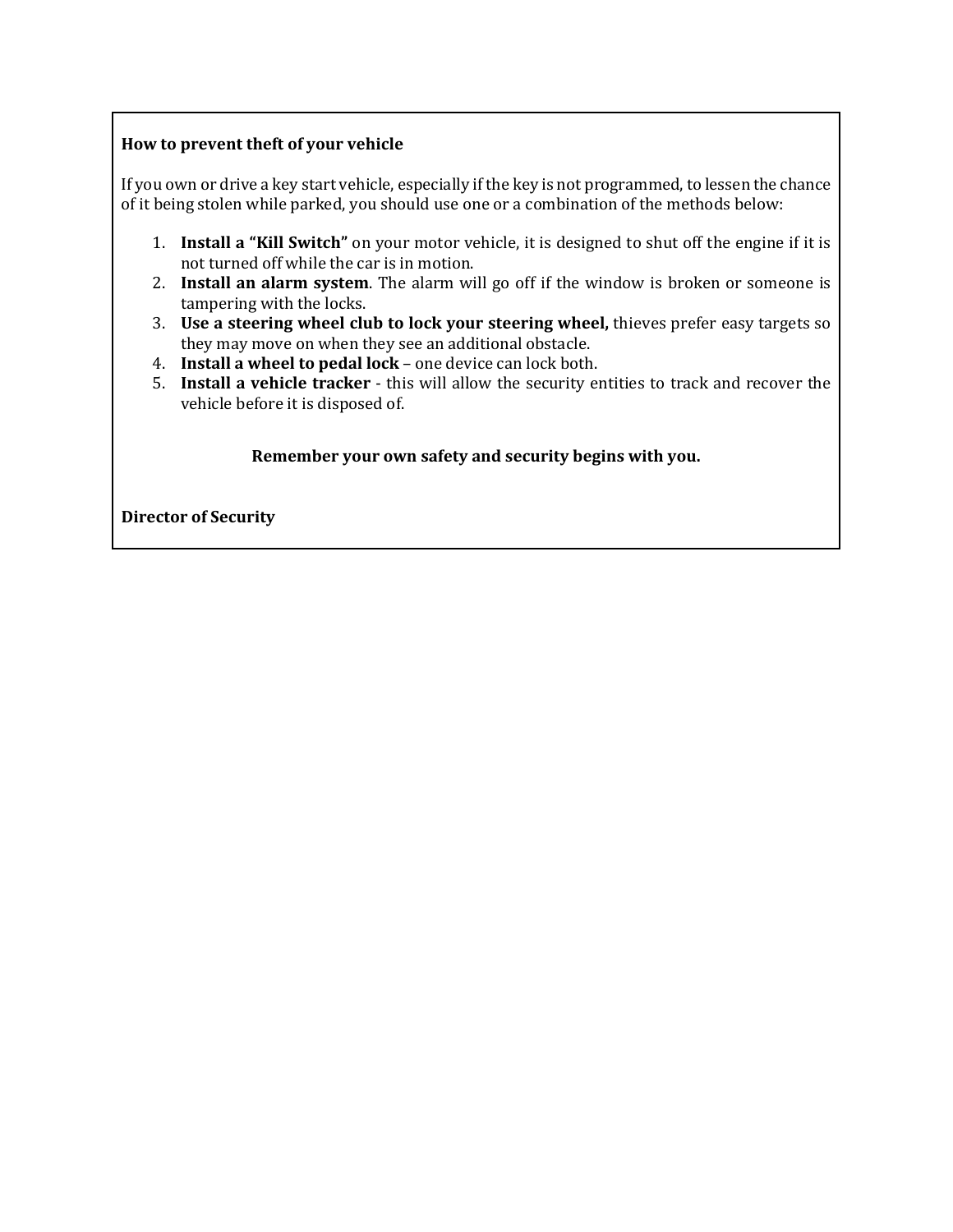**How to prevent theft of your vehicle**

If you own or drive a key start vehicle, especially if the key is not programmed, to lessen the chance of it being stolen while parked, you should use one or a combination of the methods below:

1. **Install a "Kill Switch"** on your motor vehicle, it is designed to shut off the engine if it is not turned off while the car is in motion.
2. **Install an alarm system**. The alarm will go off if the window is broken or someone is tampering with the locks.
3. **Use a steering wheel club to lock your steering wheel,** thieves prefer easy targets so they may move on when they see an additional obstacle.
4. **Install a wheel to pedal lock** – one device can lock both.
5. **Install a vehicle tracker** - this will allow the security entities to track and recover the vehicle before it is disposed of.

**Remember your own safety and security begins with you.**

**Director of Security**